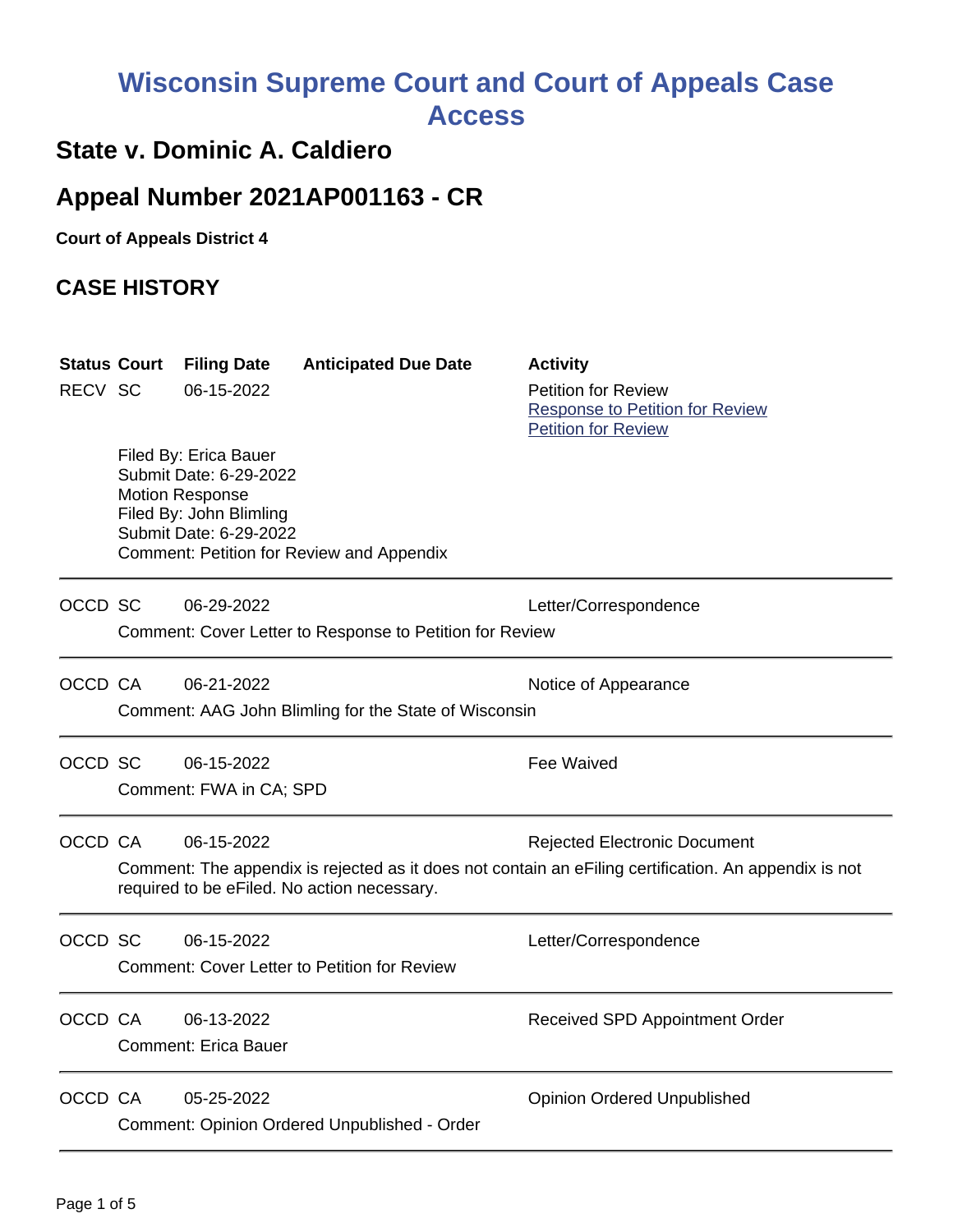# Wisconsin Supreme Court and Court of Appeals Case Access

## State v. Dominic A. Caldiero

## Appeal Number 2021AP001163 - CR

**Court of Appeals District 4**

## CASE HISTORY

| Status | Court | Filing Date | Anticipated Due Date | Activity |
|---|---|---|---|---|
| RECV | SC | 06-15-2022 | | Petition for Review<br>Response to Petition for Review<br>Petition for Review |
| | Filed By: Erica Bauer<br>Submit Date: 6-29-2022<br>Motion Response<br>Filed By: John Blimling<br>Submit Date: 6-29-2022<br>Comment: Petition for Review and Appendix | | | |
| OCCD | SC | 06-29-2022 | | Letter/Correspondence |
| | Comment: Cover Letter to Response to Petition for Review | | | |
| OCCD | CA | 06-21-2022 | | Notice of Appearance |
| | Comment: AAG John Blimling for the State of Wisconsin | | | |
| OCCD | SC | 06-15-2022 | | Fee Waived |
| | Comment: FWA in CA; SPD | | | |
| OCCD | CA | 06-15-2022 | | Rejected Electronic Document |
| | Comment: The appendix is rejected as it does not contain an eFiling certification. An appendix is not required to be eFiled. No action necessary. | | | |
| OCCD | SC | 06-15-2022 | | Letter/Correspondence |
| | Comment: Cover Letter to Petition for Review | | | |
| OCCD | CA | 06-13-2022 | | Received SPD Appointment Order |
| | Comment: Erica Bauer | | | |
| OCCD | CA | 05-25-2022 | | Opinion Ordered Unpublished |
| | Comment: Opinion Ordered Unpublished - Order | | | |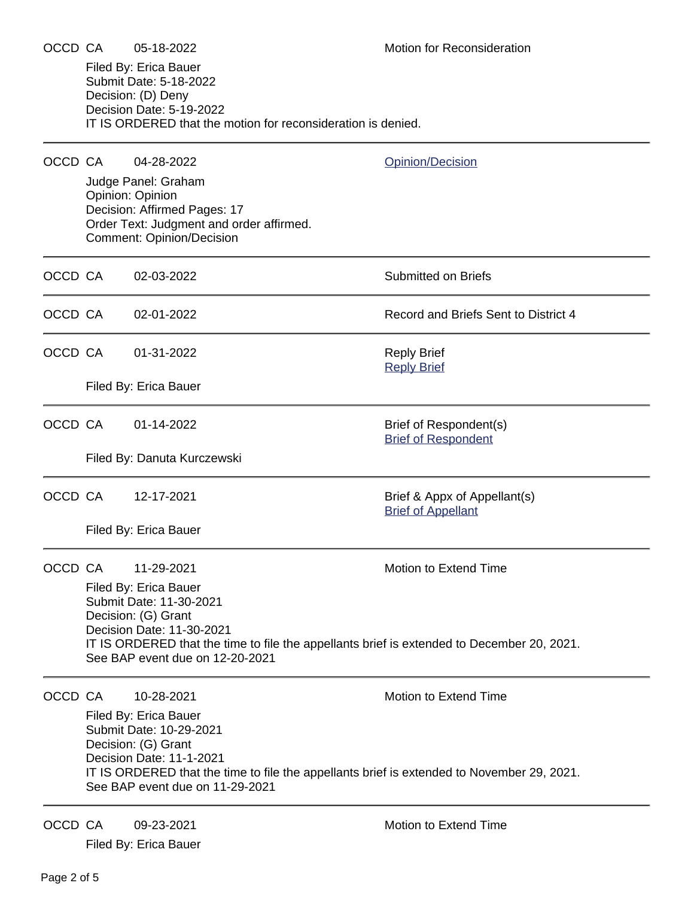OCCD CA 05-18-2022 Motion for Reconsideration

Filed By: Erica Bauer
Submit Date: 5-18-2022
Decision: (D) Deny
Decision Date: 5-19-2022
IT IS ORDERED that the motion for reconsideration is denied.

---

OCCD CA 04-28-2022 Opinion/Decision

Judge Panel: Graham
Opinion: Opinion
Decision: Affirmed Pages: 17
Order Text: Judgment and order affirmed.
Comment: Opinion/Decision

---

OCCD CA 02-03-2022 Submitted on Briefs

---

OCCD CA 02-01-2022 Record and Briefs Sent to District 4

---

OCCD CA 01-31-2022 Reply Brief
Reply Brief

Filed By: Erica Bauer

---

OCCD CA 01-14-2022 Brief of Respondent(s)
Brief of Respondent

Filed By: Danuta Kurczewski

---

OCCD CA 12-17-2021 Brief & Appx of Appellant(s)
Brief of Appellant

Filed By: Erica Bauer

---

OCCD CA 11-29-2021 Motion to Extend Time

Filed By: Erica Bauer
Submit Date: 11-30-2021
Decision: (G) Grant
Decision Date: 11-30-2021
IT IS ORDERED that the time to file the appellants brief is extended to December 20, 2021.
See BAP event due on 12-20-2021

---

OCCD CA 10-28-2021 Motion to Extend Time

Filed By: Erica Bauer
Submit Date: 10-29-2021
Decision: (G) Grant
Decision Date: 11-1-2021
IT IS ORDERED that the time to file the appellants brief is extended to November 29, 2021.
See BAP event due on 11-29-2021

---

OCCD CA 09-23-2021 Motion to Extend Time

Filed By: Erica Bauer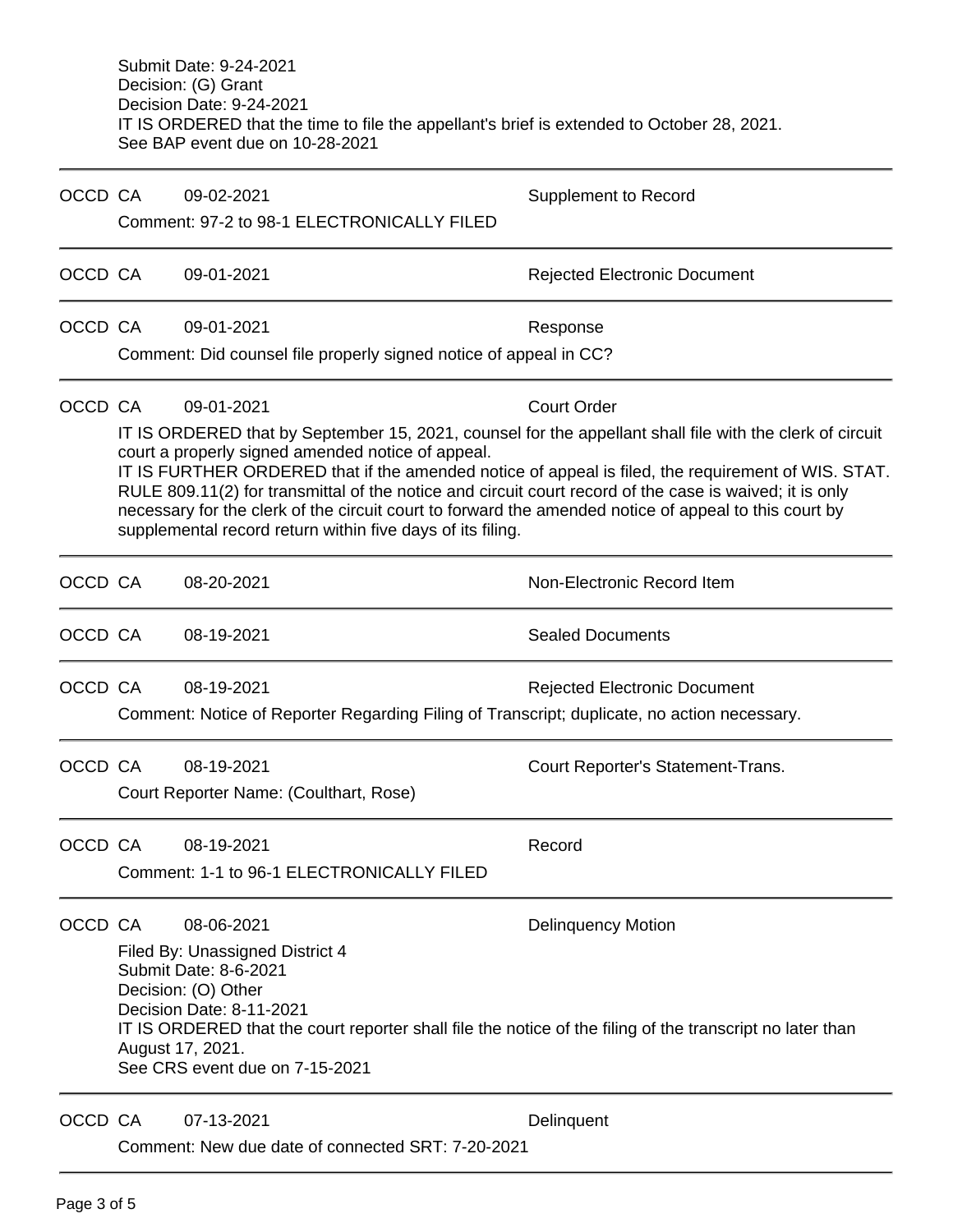Submit Date: 9-24-2021
Decision: (G) Grant
Decision Date: 9-24-2021
IT IS ORDERED that the time to file the appellant's brief is extended to October 28, 2021.
See BAP event due on 10-28-2021

---

OCCD CA 09-02-2021 Supplement to Record

Comment: 97-2 to 98-1 ELECTRONICALLY FILED

---

OCCD CA 09-01-2021 Rejected Electronic Document

---

OCCD CA 09-01-2021 Response

Comment: Did counsel file properly signed notice of appeal in CC?

---

OCCD CA 09-01-2021 Court Order

IT IS ORDERED that by September 15, 2021, counsel for the appellant shall file with the clerk of circuit court a properly signed amended notice of appeal.
IT IS FURTHER ORDERED that if the amended notice of appeal is filed, the requirement of WIS. STAT. RULE 809.11(2) for transmittal of the notice and circuit court record of the case is waived; it is only necessary for the clerk of the circuit court to forward the amended notice of appeal to this court by supplemental record return within five days of its filing.

---

OCCD CA 08-20-2021 Non-Electronic Record Item

---

OCCD CA 08-19-2021 Sealed Documents

---

OCCD CA 08-19-2021 Rejected Electronic Document

Comment: Notice of Reporter Regarding Filing of Transcript; duplicate, no action necessary.

---

OCCD CA 08-19-2021 Court Reporter's Statement-Trans.

Court Reporter Name: (Coulthart, Rose)

---

OCCD CA 08-19-2021 Record

Comment: 1-1 to 96-1 ELECTRONICALLY FILED

---

OCCD CA 08-06-2021 Delinquency Motion

Filed By: Unassigned District 4
Submit Date: 8-6-2021
Decision: (O) Other
Decision Date: 8-11-2021
IT IS ORDERED that the court reporter shall file the notice of the filing of the transcript no later than August 17, 2021.
See CRS event due on 7-15-2021

---

OCCD CA 07-13-2021 Delinquent

Comment: New due date of connected SRT: 7-20-2021

---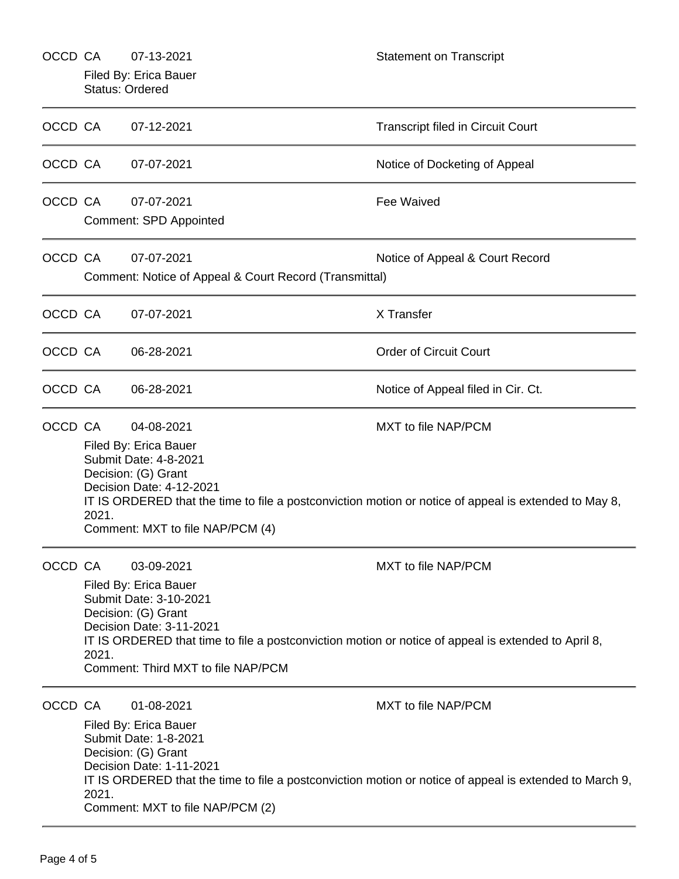OCCD CA 07-13-2021 Statement on Transcript

Filed By: Erica Bauer
Status: Ordered

---

OCCD CA 07-12-2021 Transcript filed in Circuit Court

---

OCCD CA 07-07-2021 Notice of Docketing of Appeal

---

OCCD CA 07-07-2021 Fee Waived

Comment: SPD Appointed

---

OCCD CA 07-07-2021 Notice of Appeal & Court Record

Comment: Notice of Appeal & Court Record (Transmittal)

---

OCCD CA 07-07-2021 X Transfer

---

OCCD CA 06-28-2021 Order of Circuit Court

---

OCCD CA 06-28-2021 Notice of Appeal filed in Cir. Ct.

---

OCCD CA 04-08-2021 MXT to file NAP/PCM

Filed By: Erica Bauer
Submit Date: 4-8-2021
Decision: (G) Grant
Decision Date: 4-12-2021
IT IS ORDERED that the time to file a postconviction motion or notice of appeal is extended to May 8, 2021.
Comment: MXT to file NAP/PCM (4)

---

OCCD CA 03-09-2021 MXT to file NAP/PCM

Filed By: Erica Bauer
Submit Date: 3-10-2021
Decision: (G) Grant
Decision Date: 3-11-2021
IT IS ORDERED that time to file a postconviction motion or notice of appeal is extended to April 8, 2021.
Comment: Third MXT to file NAP/PCM

---

OCCD CA 01-08-2021 MXT to file NAP/PCM

Filed By: Erica Bauer
Submit Date: 1-8-2021
Decision: (G) Grant
Decision Date: 1-11-2021
IT IS ORDERED that the time to file a postconviction motion or notice of appeal is extended to March 9, 2021.
Comment: MXT to file NAP/PCM (2)

---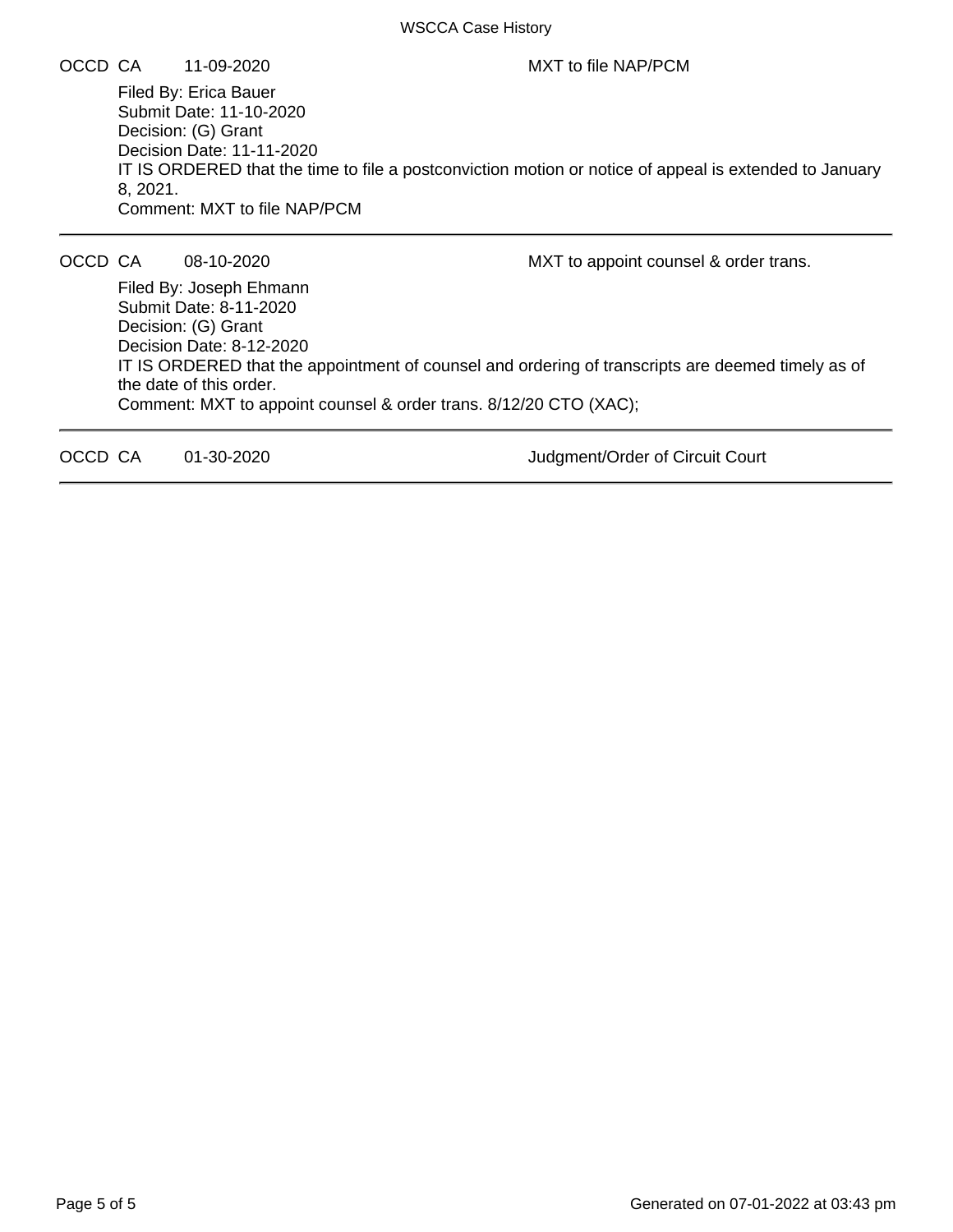OCCD CA 11-09-2020 MXT to file NAP/PCM

Filed By: Erica Bauer
Submit Date: 11-10-2020
Decision: (G) Grant
Decision Date: 11-11-2020
IT IS ORDERED that the time to file a postconviction motion or notice of appeal is extended to January 8, 2021.
Comment: MXT to file NAP/PCM

---

OCCD CA 08-10-2020 MXT to appoint counsel & order trans.

Filed By: Joseph Ehmann
Submit Date: 8-11-2020
Decision: (G) Grant
Decision Date: 8-12-2020
IT IS ORDERED that the appointment of counsel and ordering of transcripts are deemed timely as of the date of this order.
Comment: MXT to appoint counsel & order trans. 8/12/20 CTO (XAC);

---

OCCD CA 01-30-2020 Judgment/Order of Circuit Court

---